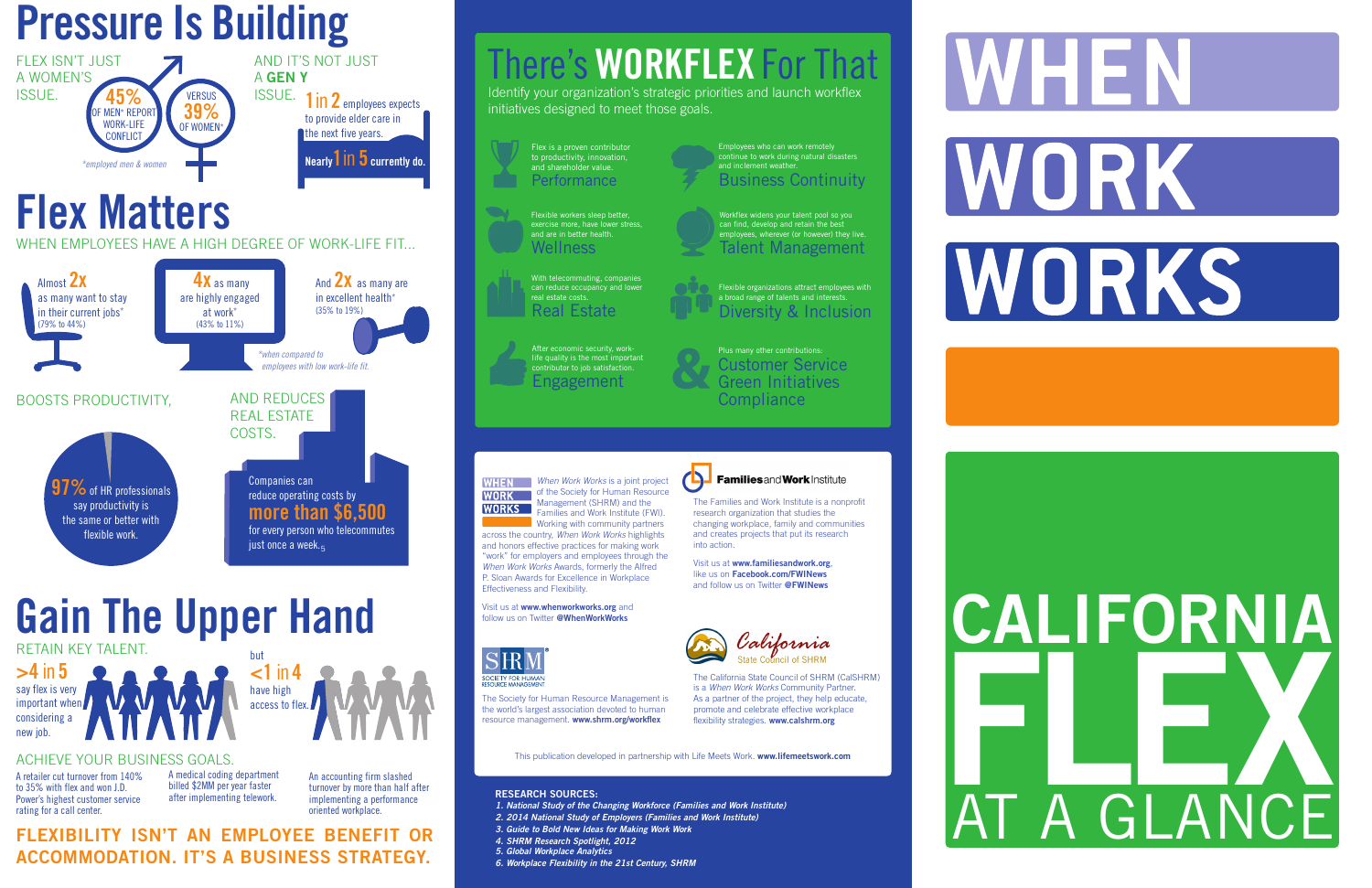# Pressure Is Building

FLEX ISN'T JUST A WOMEN'S ISSUE.

**45%** OF MEN* REPORT WORK-LIFE CONFLICT VERSUS **39%** OF WOMEN*

*employed men & women

AND IT'S NOT JUST A **GEN Y** ISSUE.

**1 in 2** employees expects to provide elder care in the next five years.

**Nearly 1 in 5 currently do.**

# Flex Matters

WHEN EMPLOYEES HAVE A HIGH DEGREE OF WORK-LIFE FIT...

Almost **2x** as many want to stay in their current jobs* (79% to 44%)

**4x** as many are highly engaged at work* (43% to 11%)

And **2x** as many are in excellent health* (35% to 19%)

*when compared to employees with low work-life fit.

BOOSTS PRODUCTIVITY,

**97%** of HR professionals say productivity is the same or better with flexible work.

AND REDUCES REAL ESTATE COSTS.

Companies can reduce operating costs by **more than $6,500** for every person who telecommutes just once a week.[5]

# Gain The Upper Hand

RETAIN KEY TALENT.

**>4 in 5** say flex is very important when considering a new job.

but **<1 in 4** have high access to flex.

ACHIEVE YOUR BUSINESS GOALS.

A retailer cut turnover from 140% to 35% with flex and won J.D. Power's highest customer service rating for a call center.

A medical coding department billed $2MM per year faster after implementing telework.

An accounting firm slashed turnover by more than half after implementing a performance oriented workplace.

**FLEXIBILITY ISN'T AN EMPLOYEE BENEFIT OR ACCOMMODATION. IT'S A BUSINESS STRATEGY.**

# There's WORKFLEX For That

Identify your organization's strategic priorities and launch workflex initiatives designed to meet those goals.

**Performance**
Flex is a proven contributor to productivity, innovation, and shareholder value.

**Business Continuity**
Employees who can work remotely continue to work during natural disasters and inclement weather.

**Wellness**
Flexible workers sleep better, exercise more, have lower stress, and are in better health.

**Talent Management**
Workflex widens your talent pool so you can find, develop and retain the best employees, wherever (or however) they live.

**Real Estate**
With telecommuting, companies can reduce occupancy and lower real estate costs.

**Diversity & Inclusion**
Flexible organizations attract employees with a broad range of talents and interests.

**Engagement**
After economic security, work-life quality is the most important contributor to job satisfaction.

**&** Plus many other contributions:
**Customer Service**
**Green Initiatives**
**Compliance**

---

*When Work Works* is a joint project of the Society for Human Resource Management (SHRM) and the Families and Work Institute (FWI). Working with community partners across the country, *When Work Works* highlights and honors effective practices for making work "work" for employers and employees through the *When Work Works* Awards, formerly the Alfred P. Sloan Awards for Excellence in Workplace Effectiveness and Flexibility.

Visit us at **www.whenworkworks.org** and follow us on Twitter **@WhenWorkWorks**

**Families and Work Institute**

The Families and Work Institute is a nonprofit research organization that studies the changing workplace, family and communities and creates projects that put its research into action.

Visit us at **www.familiesandwork.org**, like us on **Facebook.com/FWINews** and follow us on Twitter **@FWINews**

**SHRM** SOCIETY FOR HUMAN RESOURCE MANAGEMENT

The Society for Human Resource Management is the world's largest association devoted to human resource management. **www.shrm.org/workflex**

**California State Council of SHRM**

The California State Council of SHRM (CalSHRM) is a *When Work Works* Community Partner. As a partner of the project, they help educate, promote and celebrate effective workplace flexibility strategies. **www.calshrm.org**

This publication developed in partnership with Life Meets Work. **www.lifemeetswork.com**

**RESEARCH SOURCES:**

1. *National Study of the Changing Workforce (Families and Work Institute)*
2. *2014 National Study of Employers (Families and Work Institute)*
3. *Guide to Bold New Ideas for Making Work Work*
4. *SHRM Research Spotlight, 2012*
5. *Global Workplace Analytics*
6. *Workplace Flexibility in the 21st Century, SHRM*

---

# WHEN WORK WORKS

# CALIFORNIA FLEX AT A GLANCE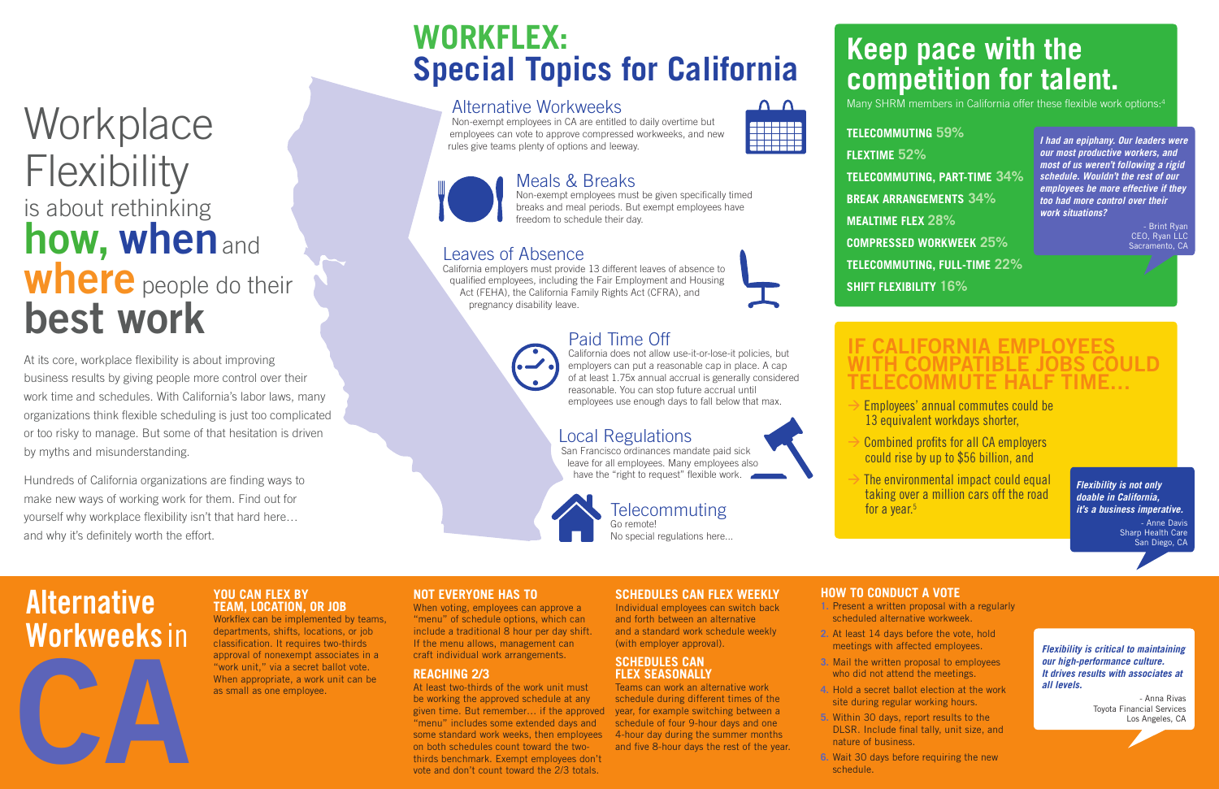# Workplace Flexibility is about rethinking **how, when** and **where** people do their **best work**

At its core, workplace flexibility is about improving business results by giving people more control over their work time and schedules. With California's labor laws, many organizations think flexible scheduling is just too complicated or too risky to manage. But some of that hesitation is driven by myths and misunderstanding.

Hundreds of California organizations are finding ways to make new ways of working work for them. Find out for yourself why workplace flexibility isn't that hard here… and why it's definitely worth the effort.

# WORKFLEX: Special Topics for California

## Alternative Workweeks

Non-exempt employees in CA are entitled to daily overtime but employees can vote to approve compressed workweeks, and new rules give teams plenty of options and leeway.

## Meals & Breaks

Non-exempt employees must be given specifically timed breaks and meal periods. But exempt employees have freedom to schedule their day.

## Leaves of Absence

California employers must provide 13 different leaves of absence to qualified employees, including the Fair Employment and Housing Act (FEHA), the California Family Rights Act (CFRA), and pregnancy disability leave.

## Paid Time Off

California does not allow use-it-or-lose-it policies, but employers can put a reasonable cap in place. A cap of at least 1.75x annual accrual is generally considered reasonable. You can stop future accrual until employees use enough days to fall below that max.

## Local Regulations

San Francisco ordinances mandate paid sick leave for all employees. Many employees also have the "right to request" flexible work.

## Telecommuting

Go remote!
No special regulations here...

# Keep pace with the competition for talent.

Many SHRM members in California offer these flexible work options:[4]

- **TELECOMMUTING** 59%
- **FLEXTIME** 52%
- **TELECOMMUTING, PART-TIME** 34%
- **BREAK ARRANGEMENTS** 34%
- **MEALTIME FLEX** 28%
- **COMPRESSED WORKWEEK** 25%
- **TELECOMMUTING, FULL-TIME** 22%
- **SHIFT FLEXIBILITY** 16%

> *I had an epiphany. Our leaders were our most productive workers, and most of us weren't following a rigid schedule. Wouldn't the rest of our employees be more effective if they too had more control over their work situations?*
>
> \- Brint Ryan
> CEO, Ryan LLC
> Sacramento, CA

# IF CALIFORNIA EMPLOYEES WITH COMPATIBLE JOBS COULD TELECOMMUTE HALF TIME...

- → Employees' annual commutes could be 13 equivalent workdays shorter,
- → Combined profits for all CA employers could rise by up to $56 billion, and
- → The environmental impact could equal taking over a million cars off the road for a year.[5]

> *Flexibility is not only doable in California, it's a business imperative.*
>
> \- Anne Davis
> Sharp Health Care
> San Diego, CA

# Alternative Workweeks in CA

### YOU CAN FLEX BY TEAM, LOCATION, OR JOB

Workflex can be implemented by teams, departments, shifts, locations, or job classification. It requires two-thirds approval of nonexempt associates in a "work unit," via a secret ballot vote. When appropriate, a work unit can be as small as one employee.

### NOT EVERYONE HAS TO

When voting, employees can approve a "menu" of schedule options, which can include a traditional 8 hour per day shift. If the menu allows, management can craft individual work arrangements.

### REACHING 2/3

At least two-thirds of the work unit must be working the approved schedule at any given time. But remember… if the approved "menu" includes some extended days and some standard work weeks, then employees on both schedules count toward the two-thirds benchmark. Exempt employees don't vote and don't count toward the 2/3 totals.

### SCHEDULES CAN FLEX WEEKLY

Individual employees can switch back and forth between an alternative and a standard work schedule weekly (with employer approval).

### SCHEDULES CAN FLEX SEASONALLY

Teams can work an alternative work schedule during different times of the year, for example switching between a schedule of four 9-hour days and one 4-hour day during the summer months and five 8-hour days the rest of the year.

### HOW TO CONDUCT A VOTE

1. Present a written proposal with a regularly scheduled alternative workweek.
2. At least 14 days before the vote, hold meetings with affected employees.
3. Mail the written proposal to employees who did not attend the meetings.
4. Hold a secret ballot election at the work site during regular working hours.
5. Within 30 days, report results to the DLSR. Include final tally, unit size, and nature of business.
6. Wait 30 days before requiring the new schedule.

> *Flexibility is critical to maintaining our high-performance culture. It drives results with associates at all levels.*
>
> \- Anna Rivas
> Toyota Financial Services
> Los Angeles, CA